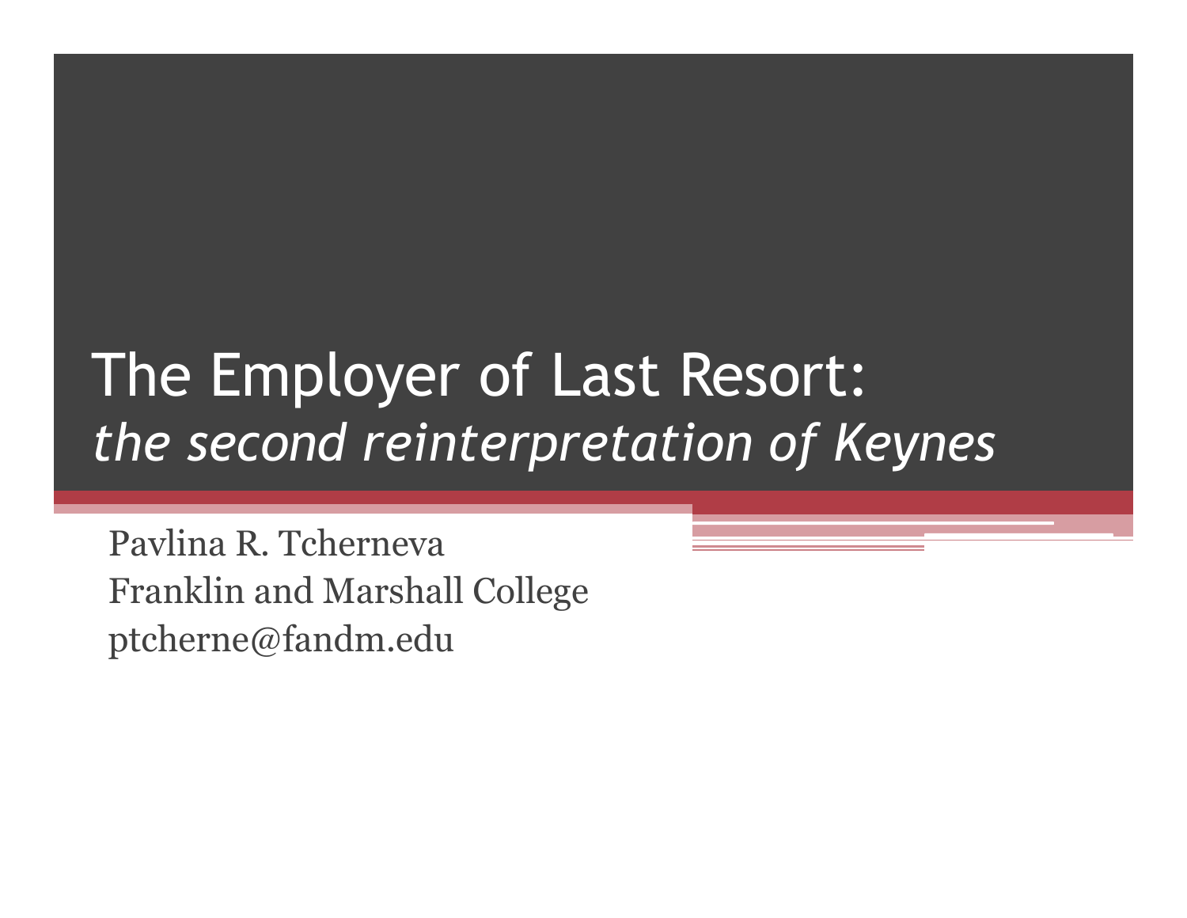# The Employer of Last Resort: *the second reinterpretation of Keynes*

Pavlina R. Tcherneva
Franklin and Marshall College
ptcherne@fandm.edu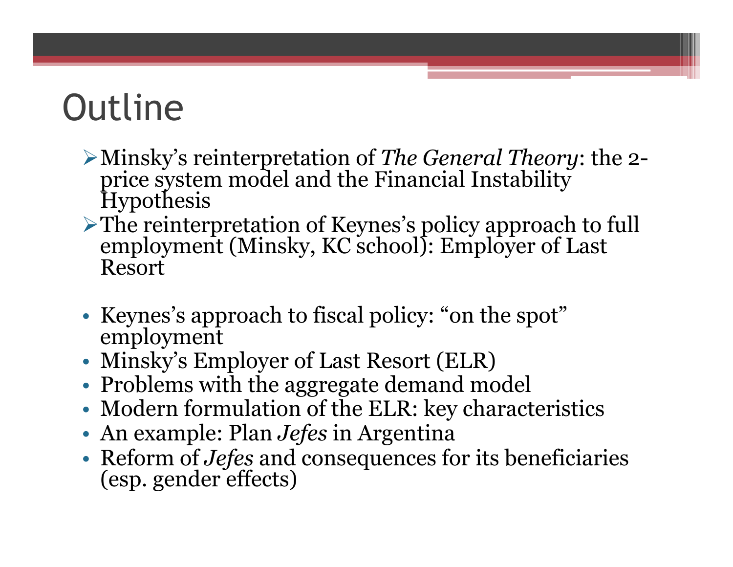# Outline

- Minsky's reinterpretation of *The General Theory*: the 2-price system model and the Financial Instability Hypothesis
- The reinterpretation of Keynes's policy approach to full employment (Minsky, KC school): Employer of Last Resort

- Keynes's approach to fiscal policy: "on the spot" employment
- Minsky's Employer of Last Resort (ELR)
- Problems with the aggregate demand model
- Modern formulation of the ELR: key characteristics
- An example: Plan *Jefes* in Argentina
- Reform of *Jefes* and consequences for its beneficiaries (esp. gender effects)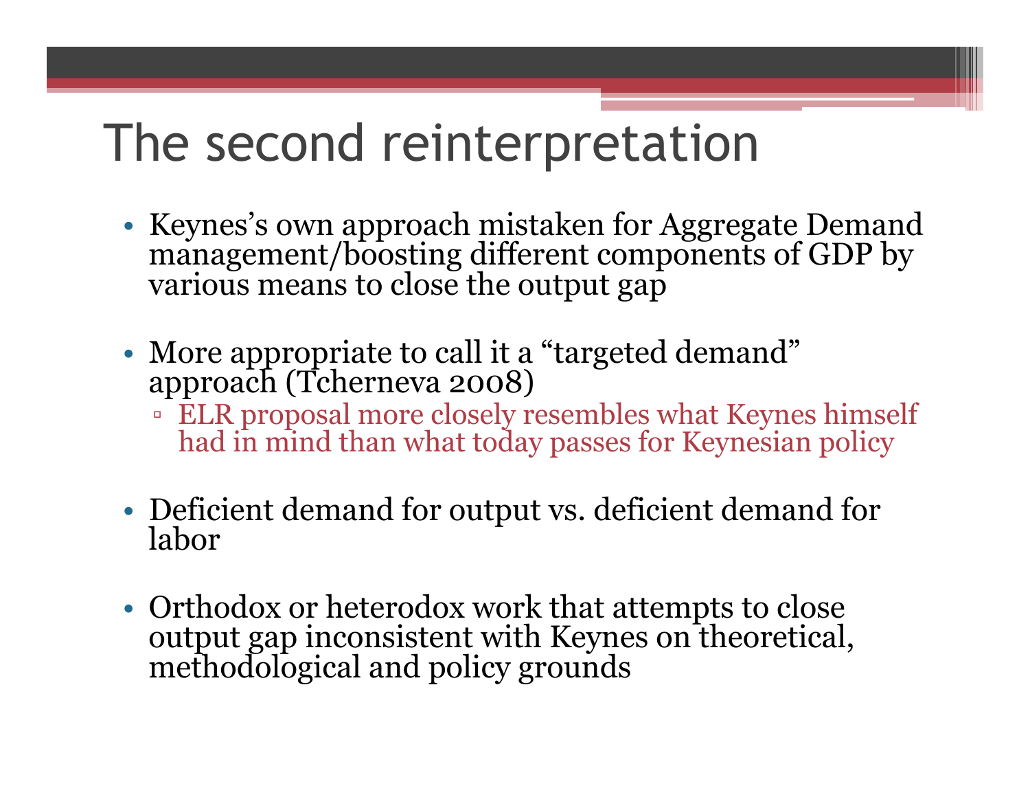# The second reinterpretation

- Keynes's own approach mistaken for Aggregate Demand management/boosting different components of GDP by various means to close the output gap

- More appropriate to call it a "targeted demand" approach (Tcherneva 2008)
  - ELR proposal more closely resembles what Keynes himself had in mind than what today passes for Keynesian policy

- Deficient demand for output vs. deficient demand for labor

- Orthodox or heterodox work that attempts to close output gap inconsistent with Keynes on theoretical, methodological and policy grounds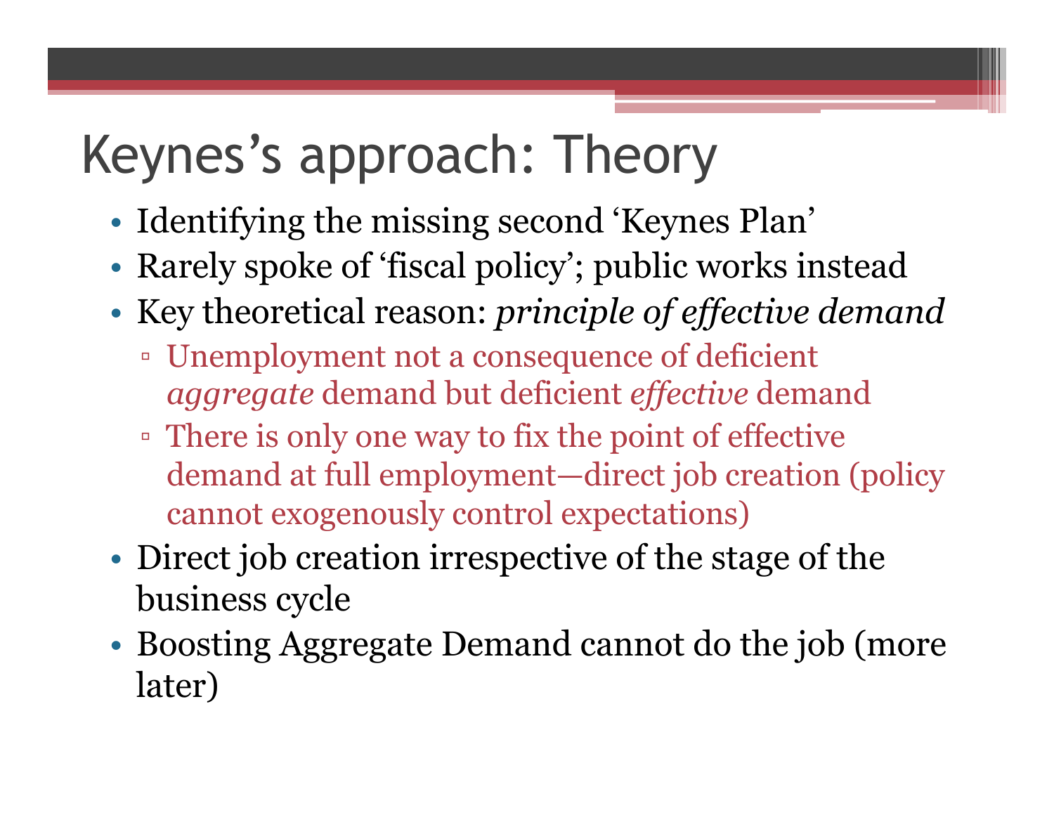# Keynes's approach: Theory

- Identifying the missing second 'Keynes Plan'
- Rarely spoke of 'fiscal policy'; public works instead
- Key theoretical reason: *principle of effective demand*
  - Unemployment not a consequence of deficient *aggregate* demand but deficient *effective* demand
  - There is only one way to fix the point of effective demand at full employment—direct job creation (policy cannot exogenously control expectations)
- Direct job creation irrespective of the stage of the business cycle
- Boosting Aggregate Demand cannot do the job (more later)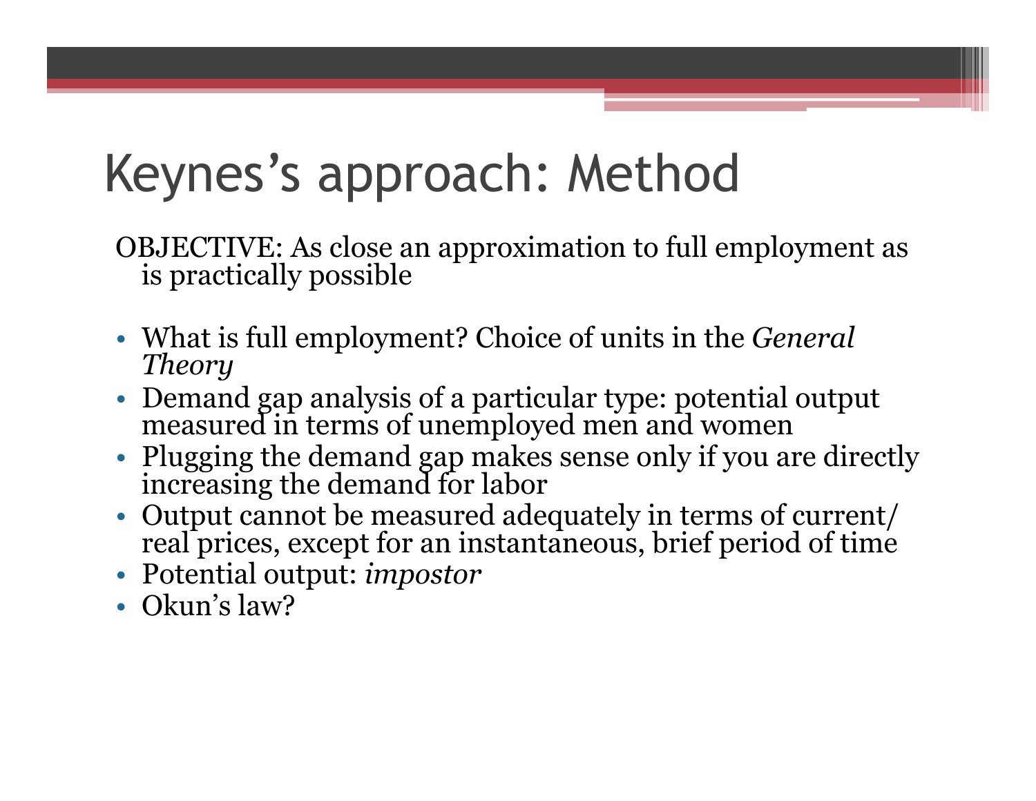# Keynes's approach: Method

OBJECTIVE: As close an approximation to full employment as is practically possible

- What is full employment? Choice of units in the *General Theory*
- Demand gap analysis of a particular type: potential output measured in terms of unemployed men and women
- Plugging the demand gap makes sense only if you are directly increasing the demand for labor
- Output cannot be measured adequately in terms of current/ real prices, except for an instantaneous, brief period of time
- Potential output: *impostor*
- Okun's law?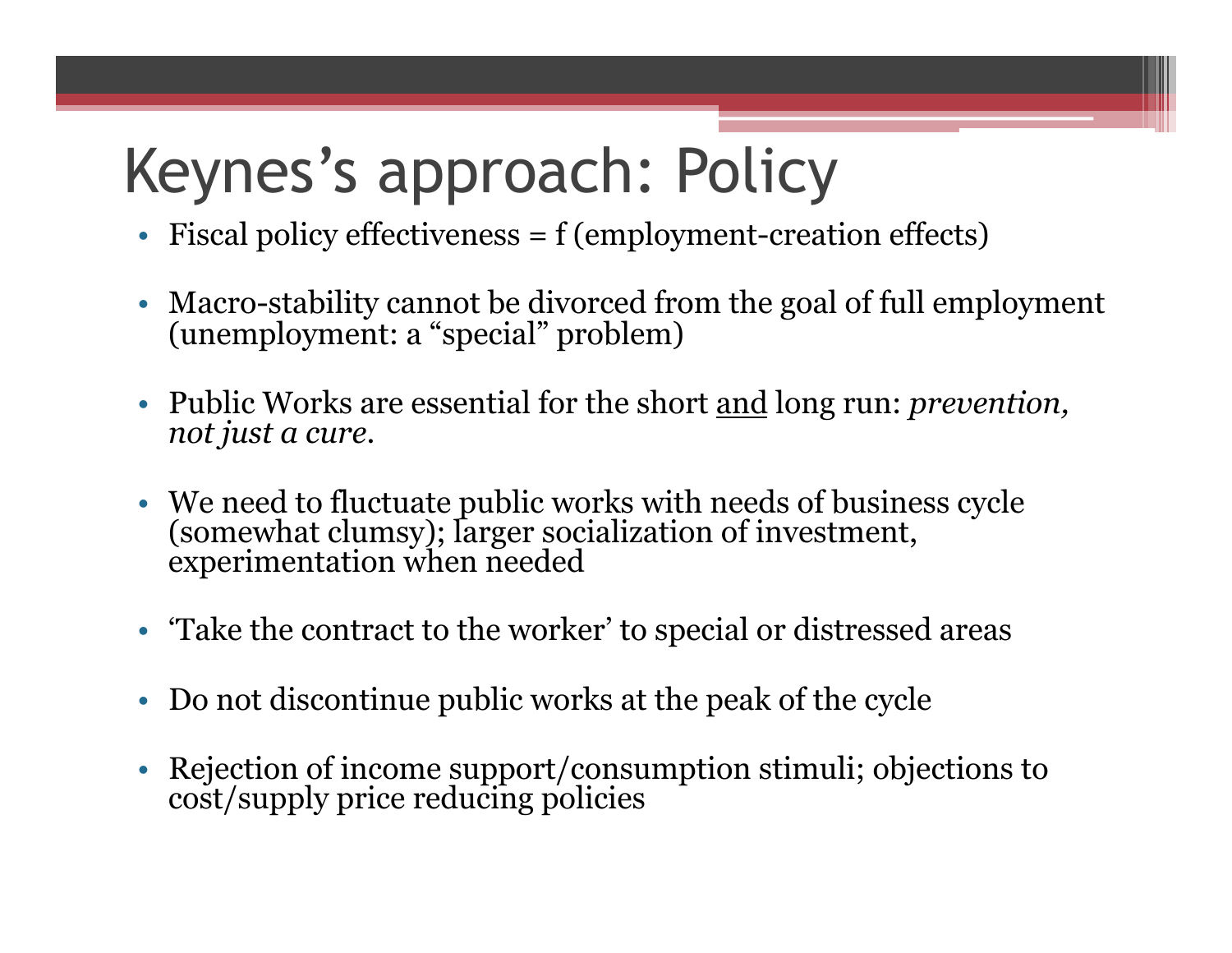# Keynes's approach: Policy

- Fiscal policy effectiveness = f (employment-creation effects)
- Macro-stability cannot be divorced from the goal of full employment (unemployment: a "special" problem)
- Public Works are essential for the short <u>and</u> long run: *prevention, not just a cure.*
- We need to fluctuate public works with needs of business cycle (somewhat clumsy); larger socialization of investment, experimentation when needed
- 'Take the contract to the worker' to special or distressed areas
- Do not discontinue public works at the peak of the cycle
- Rejection of income support/consumption stimuli; objections to cost/supply price reducing policies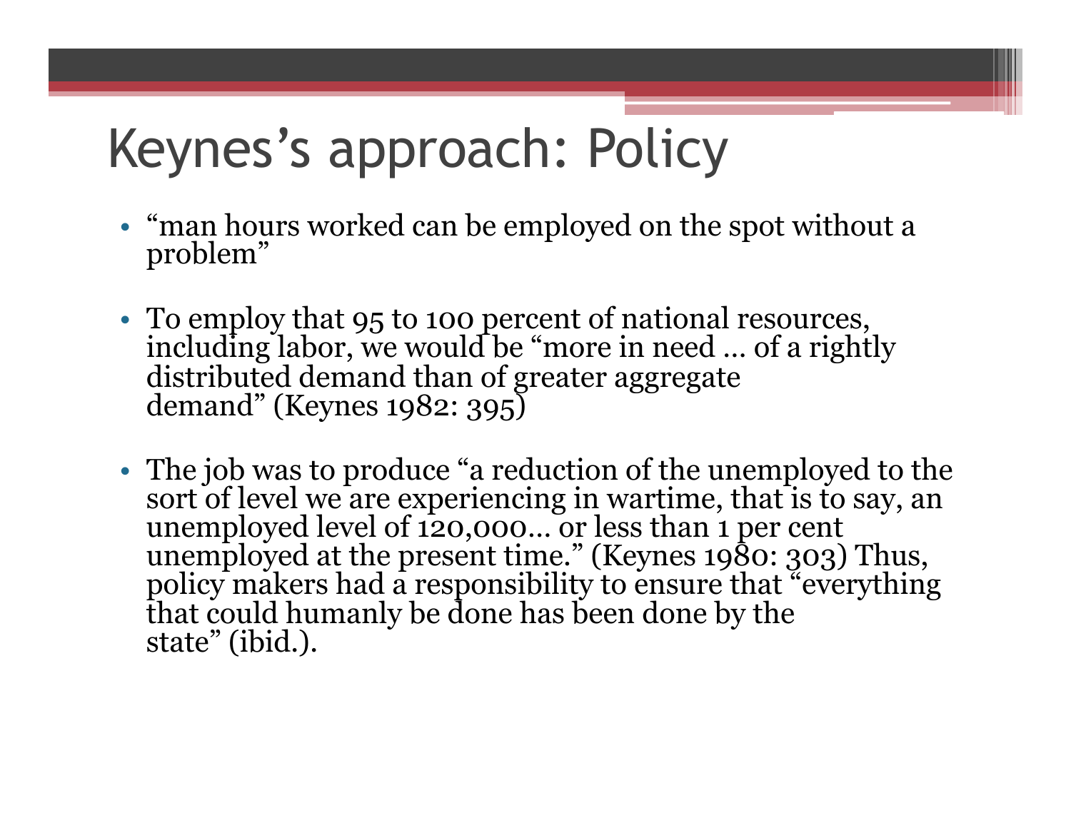# Keynes's approach: Policy

- "man hours worked can be employed on the spot without a problem"

- To employ that 95 to 100 percent of national resources, including labor, we would be "more in need … of a rightly distributed demand than of greater aggregate demand" (Keynes 1982: 395)

- The job was to produce "a reduction of the unemployed to the sort of level we are experiencing in wartime, that is to say, an unemployed level of 120,000… or less than 1 per cent unemployed at the present time." (Keynes 1980: 303) Thus, policy makers had a responsibility to ensure that "everything that could humanly be done has been done by the state" (ibid.).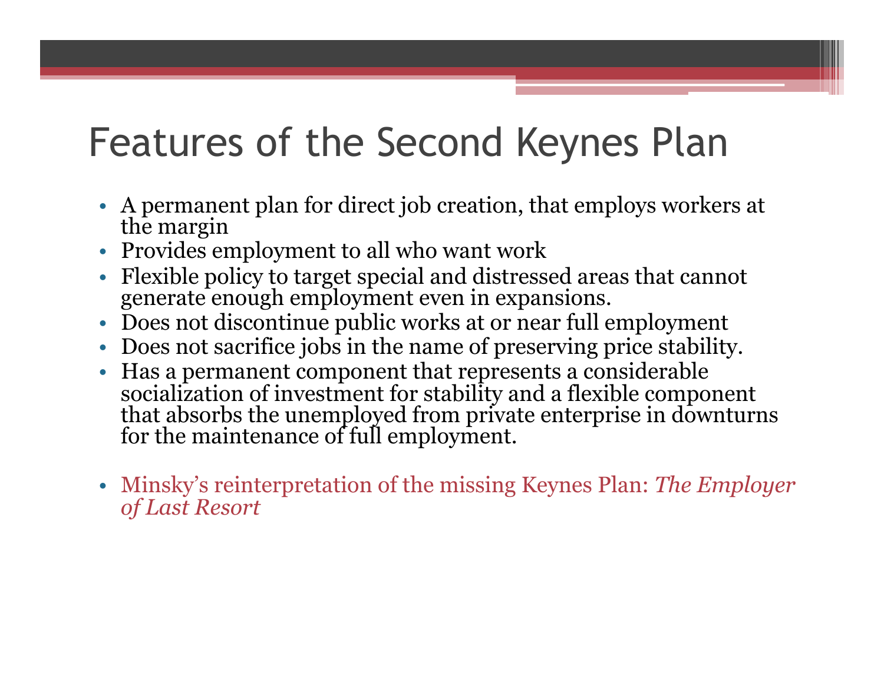# Features of the Second Keynes Plan

- A permanent plan for direct job creation, that employs workers at the margin
- Provides employment to all who want work
- Flexible policy to target special and distressed areas that cannot generate enough employment even in expansions.
- Does not discontinue public works at or near full employment
- Does not sacrifice jobs in the name of preserving price stability.
- Has a permanent component that represents a considerable socialization of investment for stability and a flexible component that absorbs the unemployed from private enterprise in downturns for the maintenance of full employment.

- Minsky's reinterpretation of the missing Keynes Plan: *The Employer of Last Resort*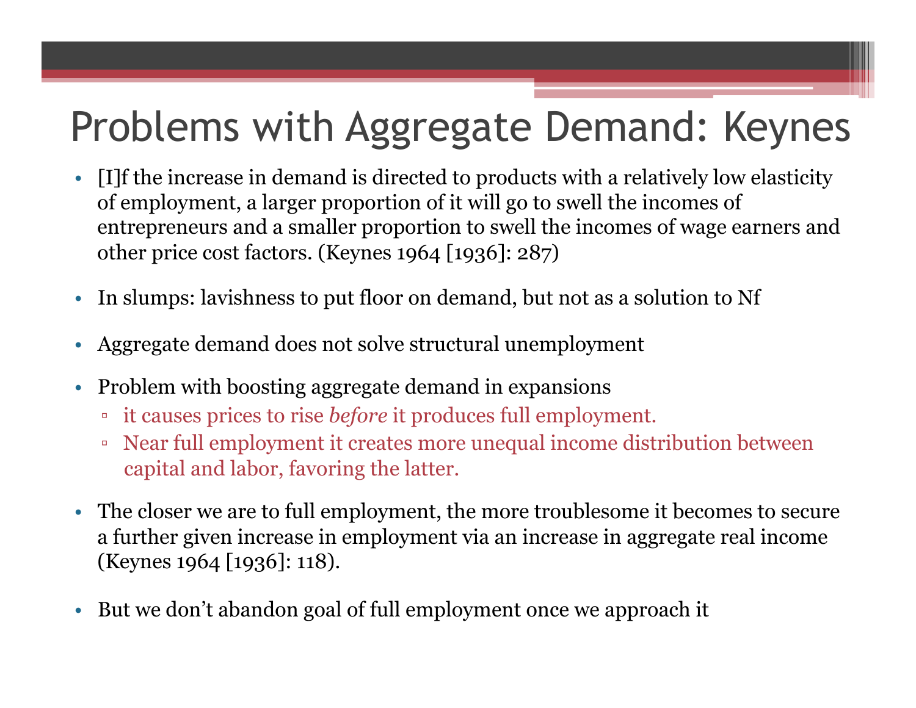# Problems with Aggregate Demand: Keynes

- [I]f the increase in demand is directed to products with a relatively low elasticity of employment, a larger proportion of it will go to swell the incomes of entrepreneurs and a smaller proportion to swell the incomes of wage earners and other price cost factors. (Keynes 1964 [1936]: 287)

- In slumps: lavishness to put floor on demand, but not as a solution to Nf

- Aggregate demand does not solve structural unemployment

- Problem with boosting aggregate demand in expansions
  - it causes prices to rise *before* it produces full employment.
  - Near full employment it creates more unequal income distribution between capital and labor, favoring the latter.

- The closer we are to full employment, the more troublesome it becomes to secure a further given increase in employment via an increase in aggregate real income (Keynes 1964 [1936]: 118).

- But we don't abandon goal of full employment once we approach it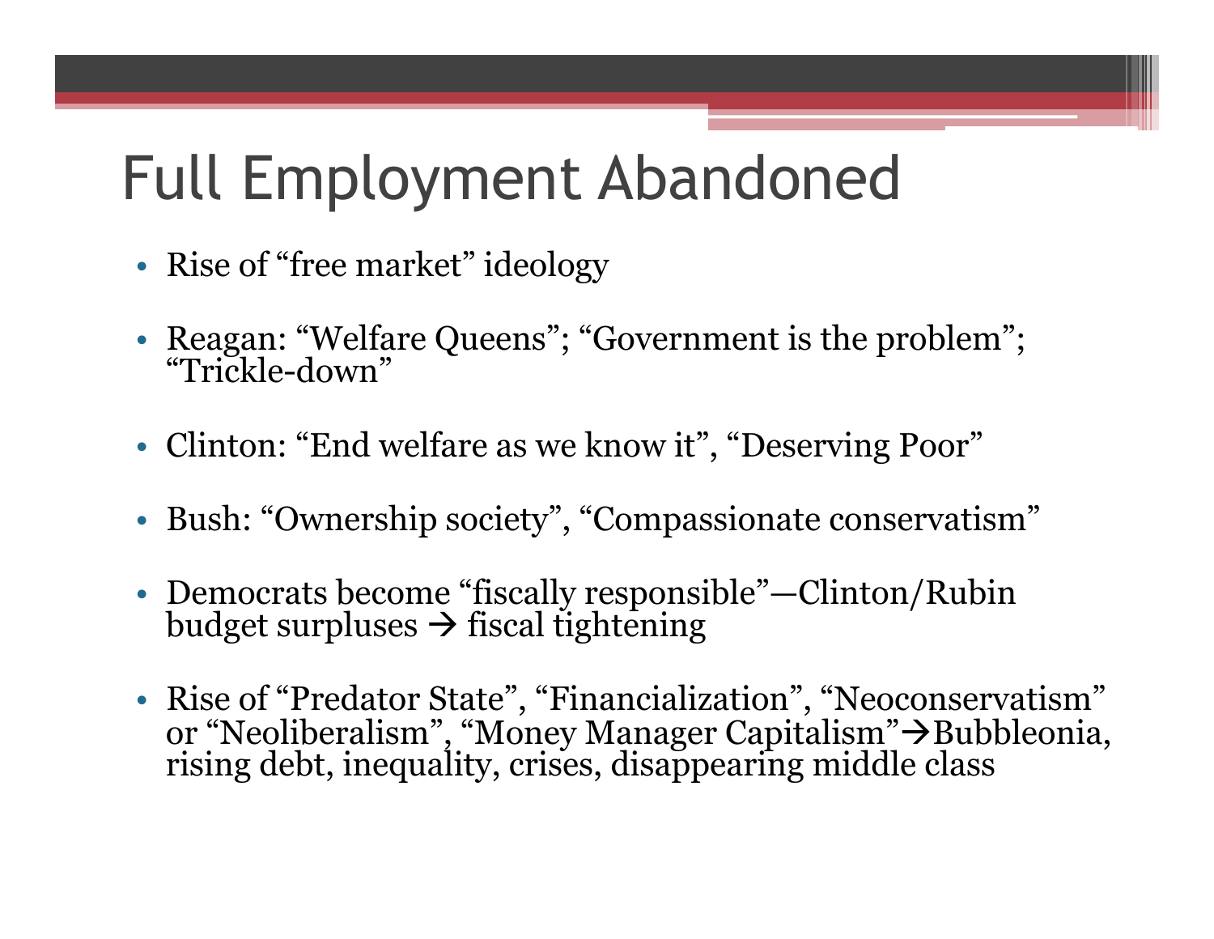# Full Employment Abandoned

- Rise of “free market” ideology
- Reagan: “Welfare Queens”; “Government is the problem”; “Trickle-down”
- Clinton: “End welfare as we know it”, “Deserving Poor”
- Bush: “Ownership society”, “Compassionate conservatism”
- Democrats become “fiscally responsible”—Clinton/Rubin budget surpluses → fiscal tightening
- Rise of “Predator State”, “Financialization”, “Neoconservatism” or “Neoliberalism”, “Money Manager Capitalism”→Bubbleonia, rising debt, inequality, crises, disappearing middle class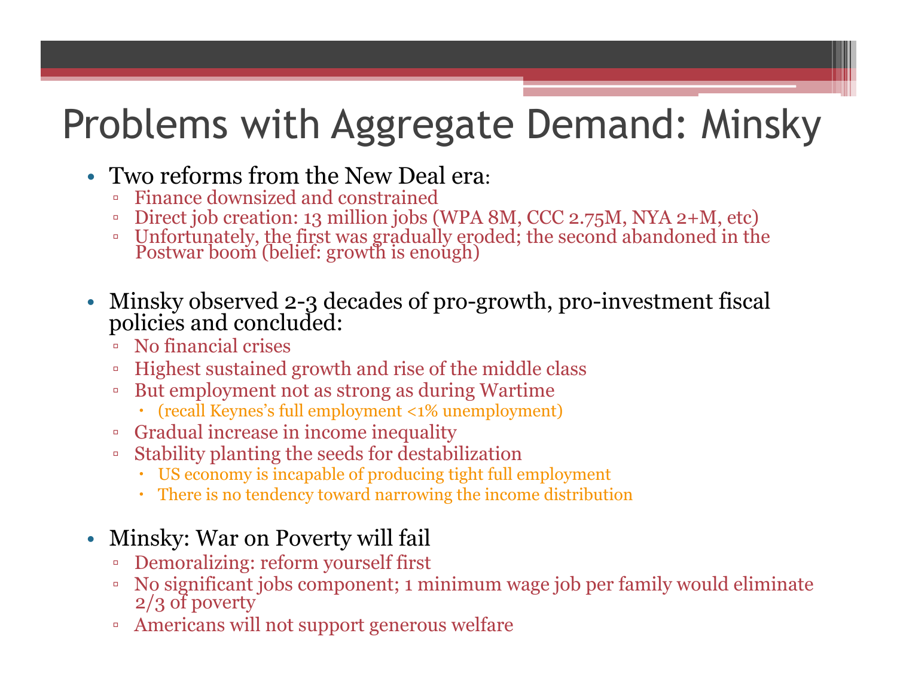# Problems with Aggregate Demand: Minsky

- Two reforms from the New Deal era:
  - Finance downsized and constrained
  - Direct job creation: 13 million jobs (WPA 8M, CCC 2.75M, NYA 2+M, etc)
  - Unfortunately, the first was gradually eroded; the second abandoned in the Postwar boom (belief: growth is enough)

- Minsky observed 2-3 decades of pro-growth, pro-investment fiscal policies and concluded:
  - No financial crises
  - Highest sustained growth and rise of the middle class
  - But employment not as strong as during Wartime
    - (recall Keynes's full employment <1% unemployment)
  - Gradual increase in income inequality
  - Stability planting the seeds for destabilization
    - US economy is incapable of producing tight full employment
    - There is no tendency toward narrowing the income distribution

- Minsky: War on Poverty will fail
  - Demoralizing: reform yourself first
  - No significant jobs component; 1 minimum wage job per family would eliminate 2/3 of poverty
  - Americans will not support generous welfare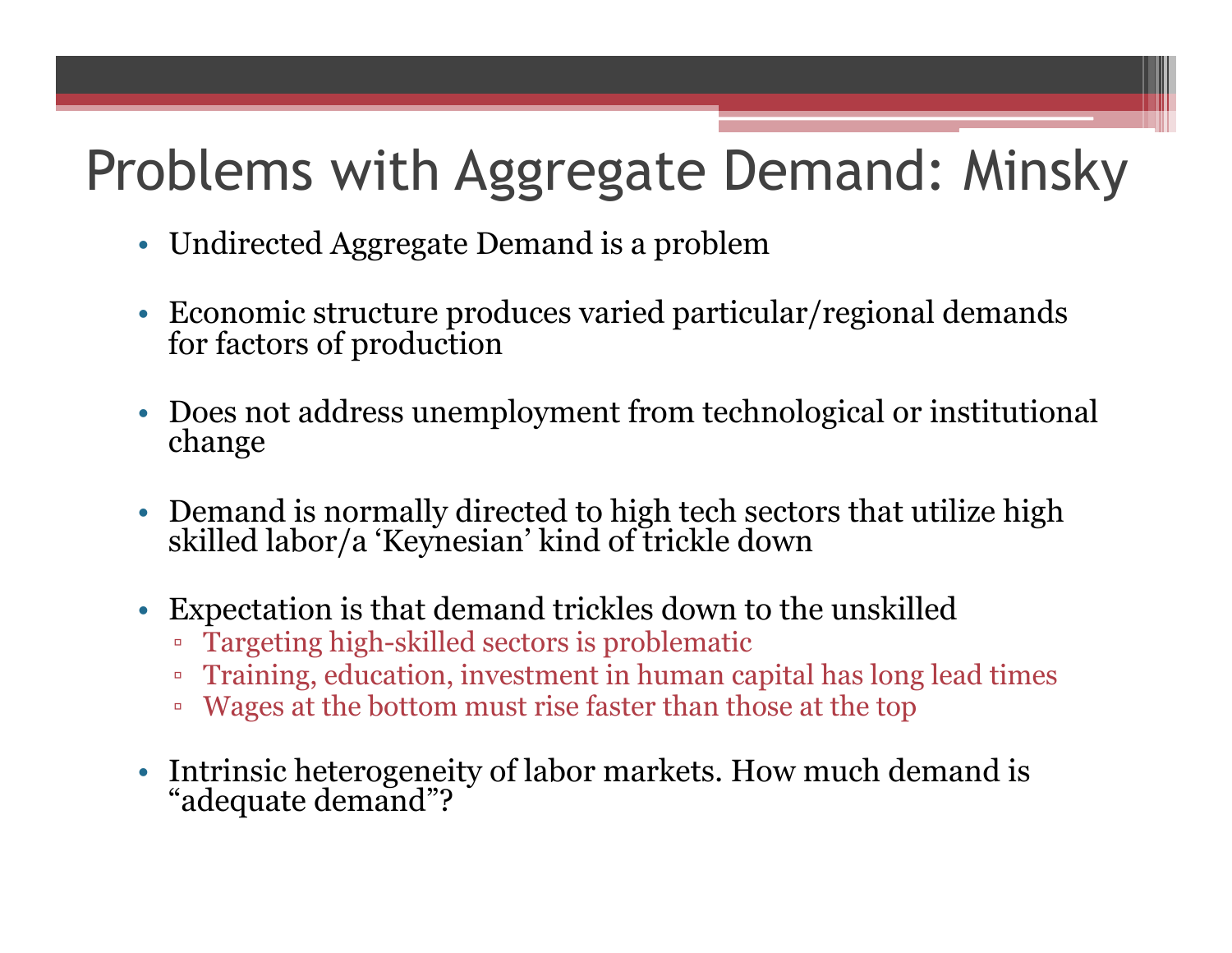# Problems with Aggregate Demand: Minsky

- Undirected Aggregate Demand is a problem
- Economic structure produces varied particular/regional demands for factors of production
- Does not address unemployment from technological or institutional change
- Demand is normally directed to high tech sectors that utilize high skilled labor/a 'Keynesian' kind of trickle down
- Expectation is that demand trickles down to the unskilled
  - Targeting high-skilled sectors is problematic
  - Training, education, investment in human capital has long lead times
  - Wages at the bottom must rise faster than those at the top
- Intrinsic heterogeneity of labor markets. How much demand is "adequate demand"?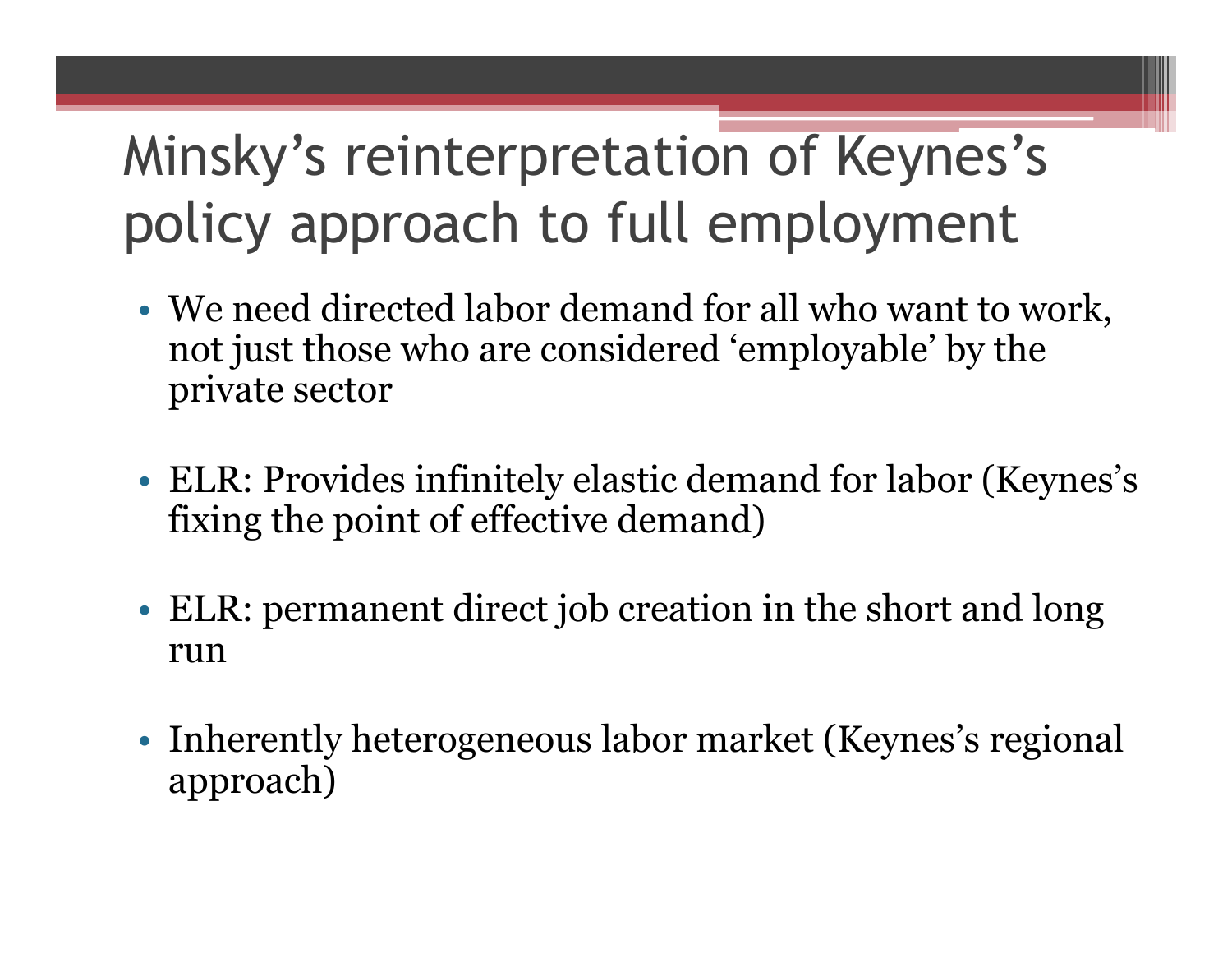# Minsky's reinterpretation of Keynes's policy approach to full employment

- We need directed labor demand for all who want to work, not just those who are considered 'employable' by the private sector
- ELR: Provides infinitely elastic demand for labor (Keynes's fixing the point of effective demand)
- ELR: permanent direct job creation in the short and long run
- Inherently heterogeneous labor market (Keynes's regional approach)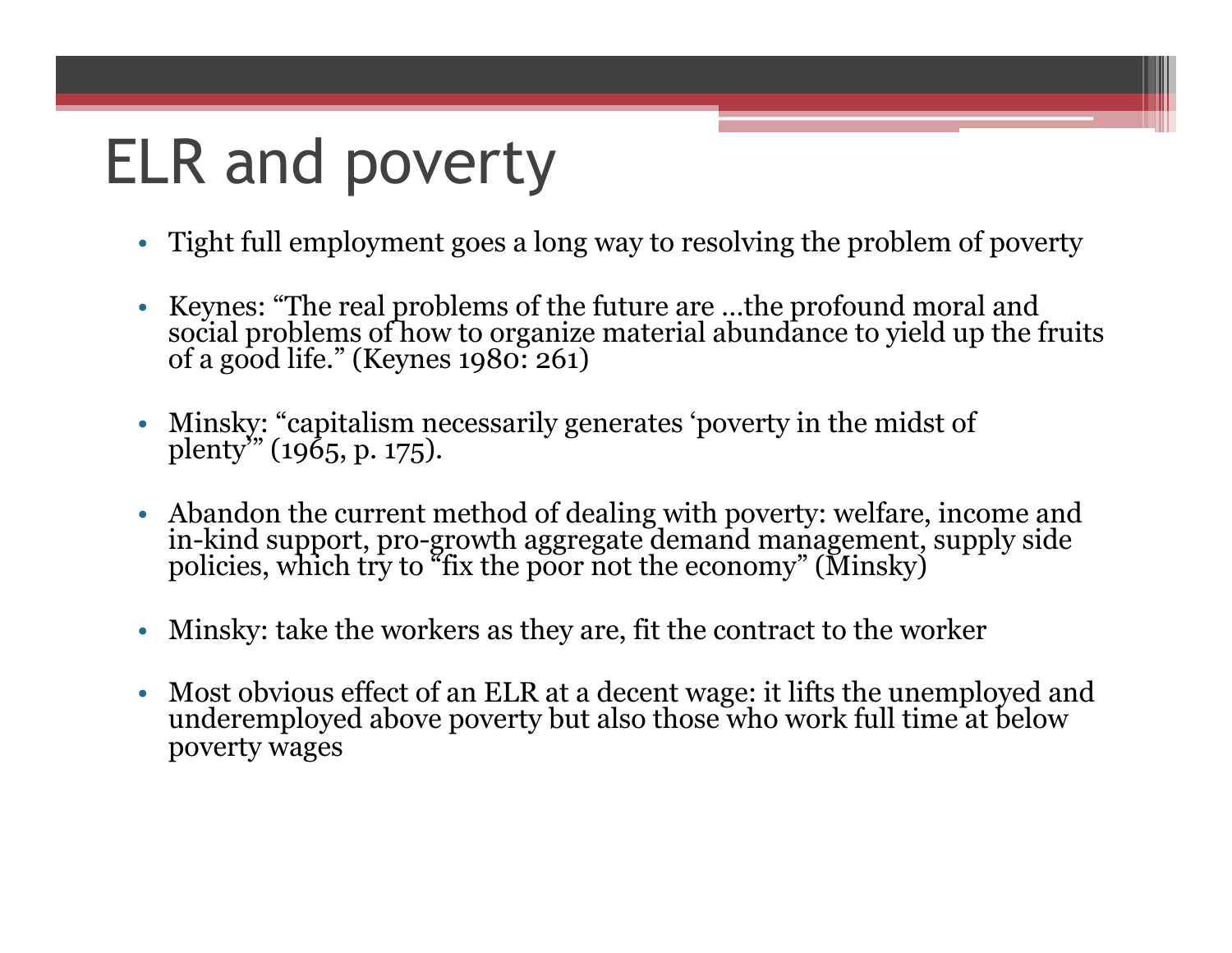# ELR and poverty

- Tight full employment goes a long way to resolving the problem of poverty
- Keynes: "The real problems of the future are ...the profound moral and social problems of how to organize material abundance to yield up the fruits of a good life." (Keynes 1980: 261)
- Minsky: "capitalism necessarily generates 'poverty in the midst of plenty'" (1965, p. 175).
- Abandon the current method of dealing with poverty: welfare, income and in-kind support, pro-growth aggregate demand management, supply side policies, which try to "fix the poor not the economy" (Minsky)
- Minsky: take the workers as they are, fit the contract to the worker
- Most obvious effect of an ELR at a decent wage: it lifts the unemployed and underemployed above poverty but also those who work full time at below poverty wages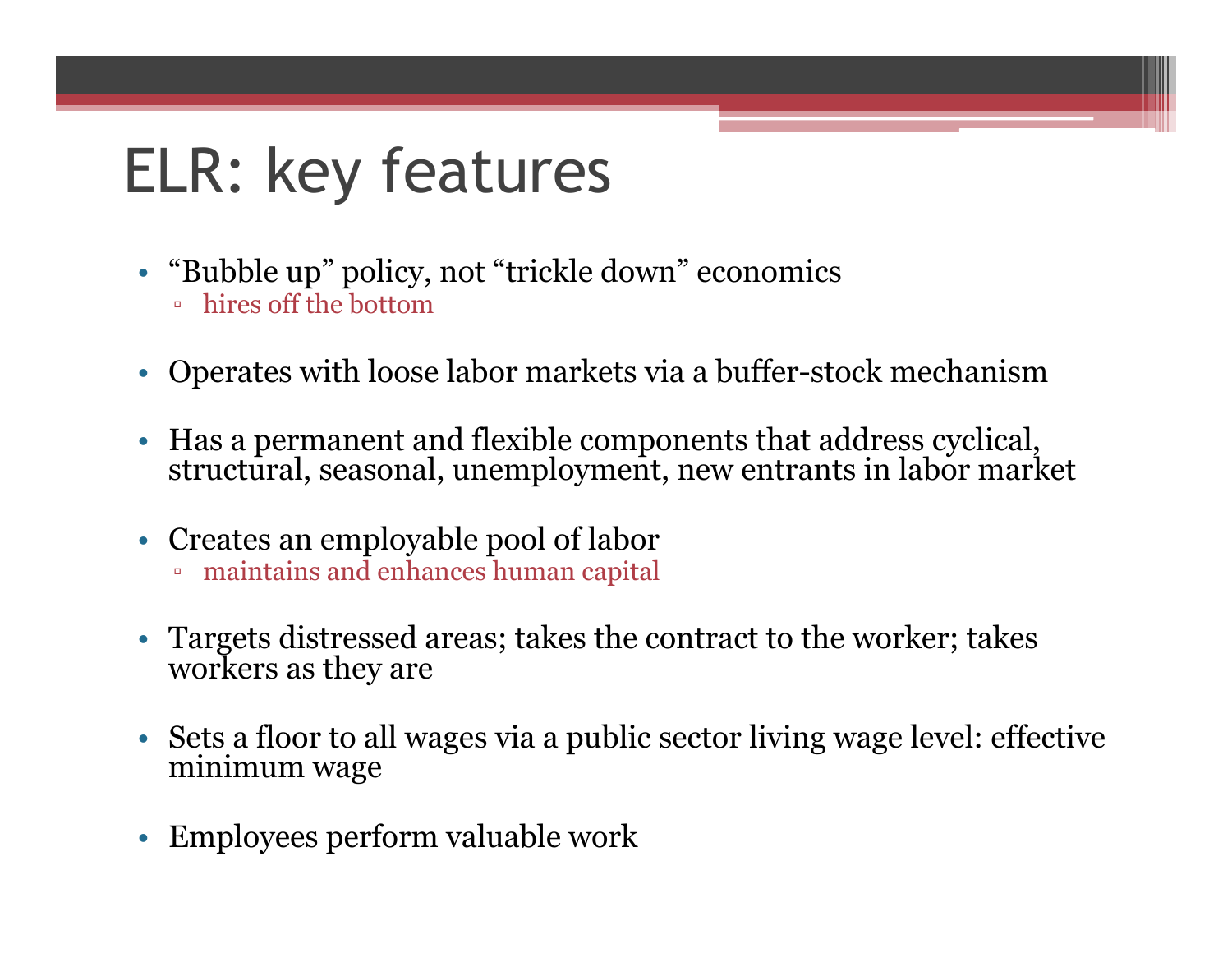# ELR: key features

- “Bubble up” policy, not “trickle down” economics
  - hires off the bottom
- Operates with loose labor markets via a buffer-stock mechanism
- Has a permanent and flexible components that address cyclical, structural, seasonal, unemployment, new entrants in labor market
- Creates an employable pool of labor
  - maintains and enhances human capital
- Targets distressed areas; takes the contract to the worker; takes workers as they are
- Sets a floor to all wages via a public sector living wage level: effective minimum wage
- Employees perform valuable work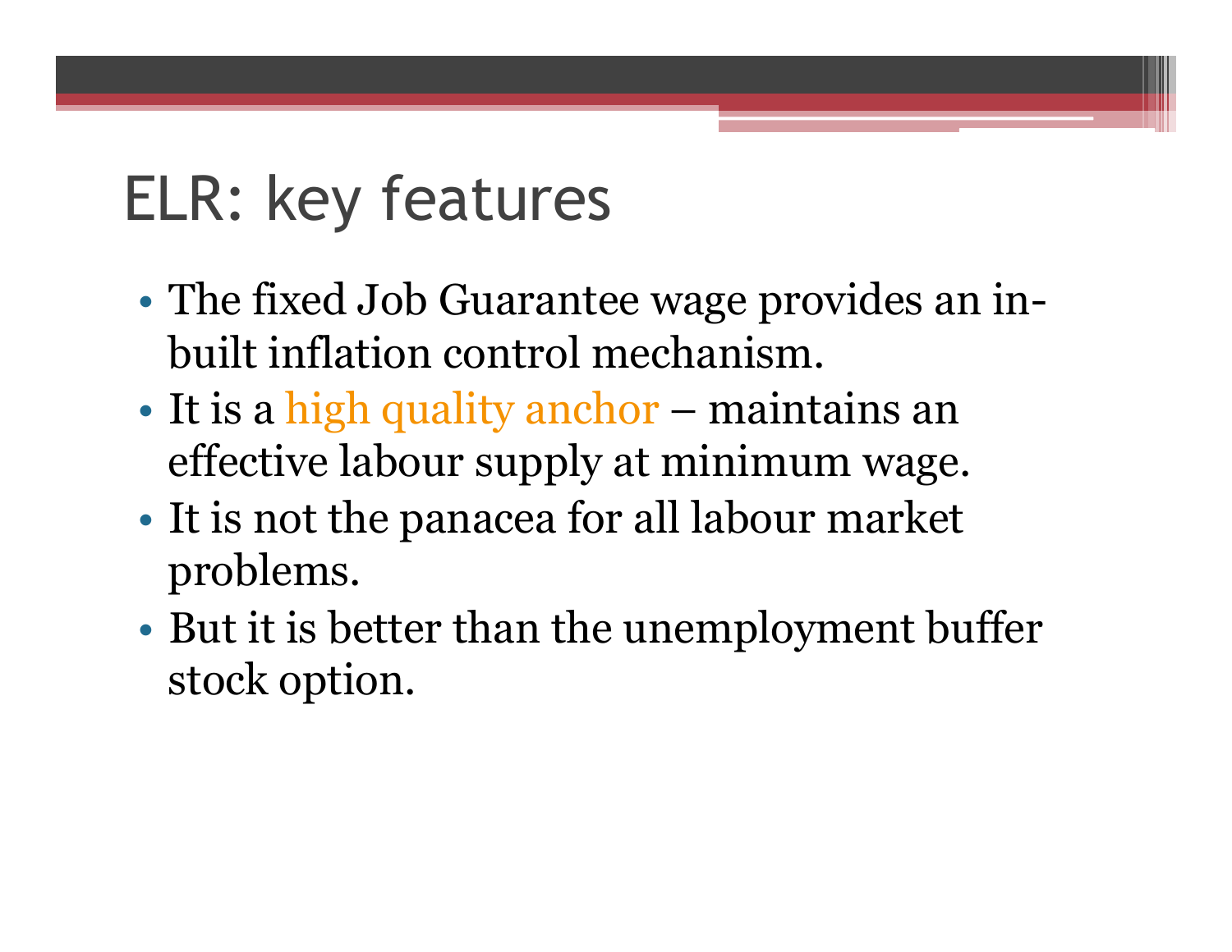# ELR: key features

- The fixed Job Guarantee wage provides an in-built inflation control mechanism.
- It is a high quality anchor – maintains an effective labour supply at minimum wage.
- It is not the panacea for all labour market problems.
- But it is better than the unemployment buffer stock option.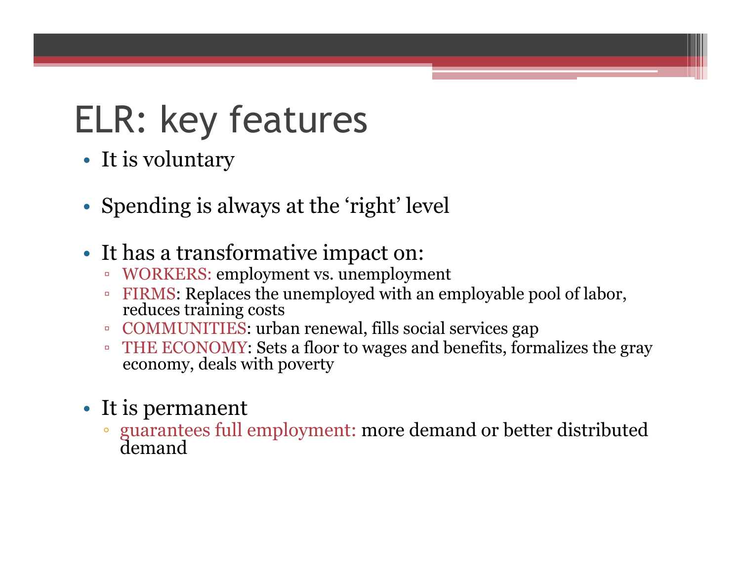# ELR: key features

- It is voluntary

- Spending is always at the 'right' level

- It has a transformative impact on:
  - WORKERS: employment vs. unemployment
  - FIRMS: Replaces the unemployed with an employable pool of labor, reduces training costs
  - COMMUNITIES: urban renewal, fills social services gap
  - THE ECONOMY: Sets a floor to wages and benefits, formalizes the gray economy, deals with poverty

- It is permanent
  - guarantees full employment: more demand or better distributed demand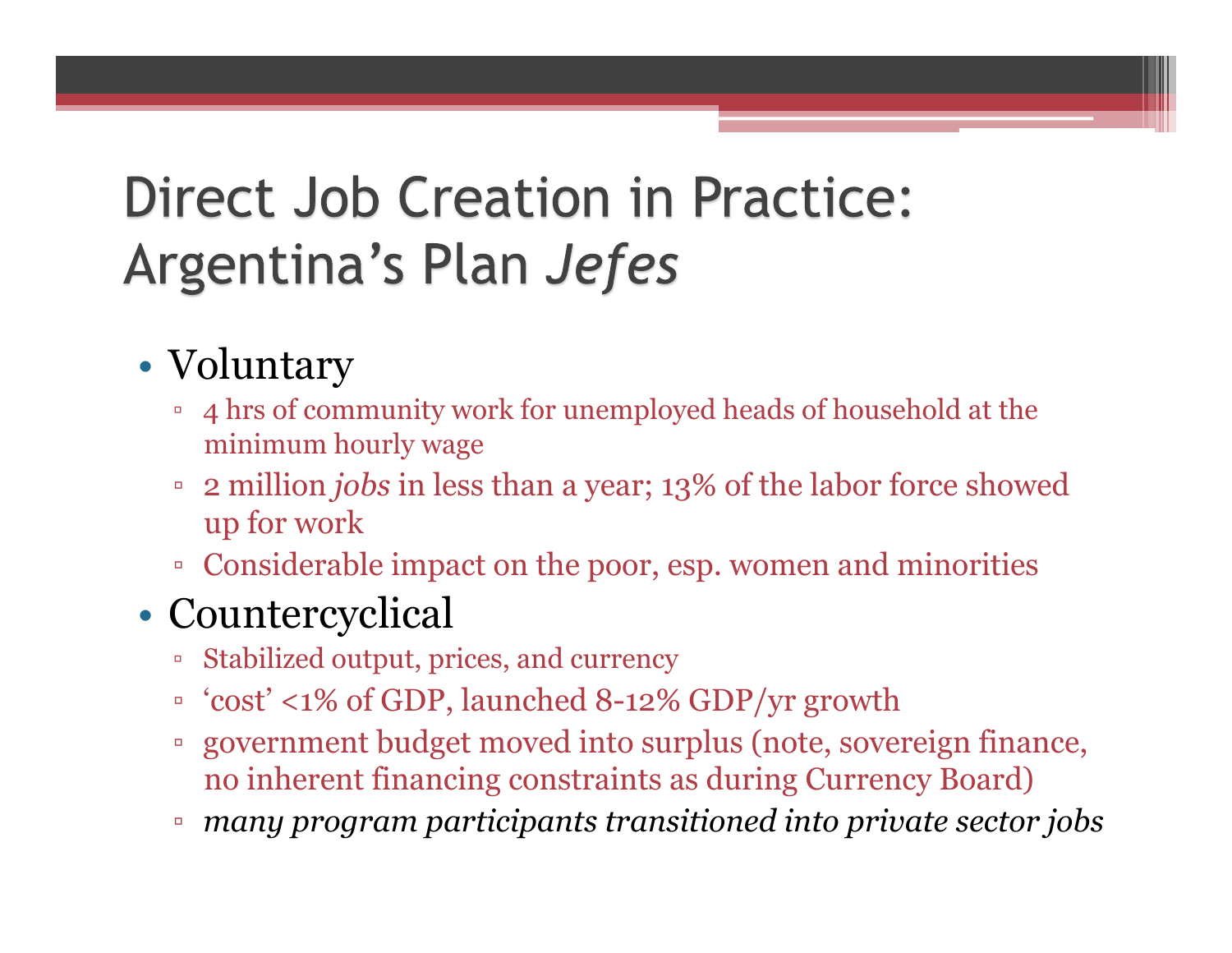# Direct Job Creation in Practice: Argentina's Plan *Jefes*

- Voluntary
  - 4 hrs of community work for unemployed heads of household at the minimum hourly wage
  - 2 million *jobs* in less than a year; 13% of the labor force showed up for work
  - Considerable impact on the poor, esp. women and minorities
- Countercyclical
  - Stabilized output, prices, and currency
  - 'cost' <1% of GDP, launched 8-12% GDP/yr growth
  - government budget moved into surplus (note, sovereign finance, no inherent financing constraints as during Currency Board)
  - *many program participants transitioned into private sector jobs*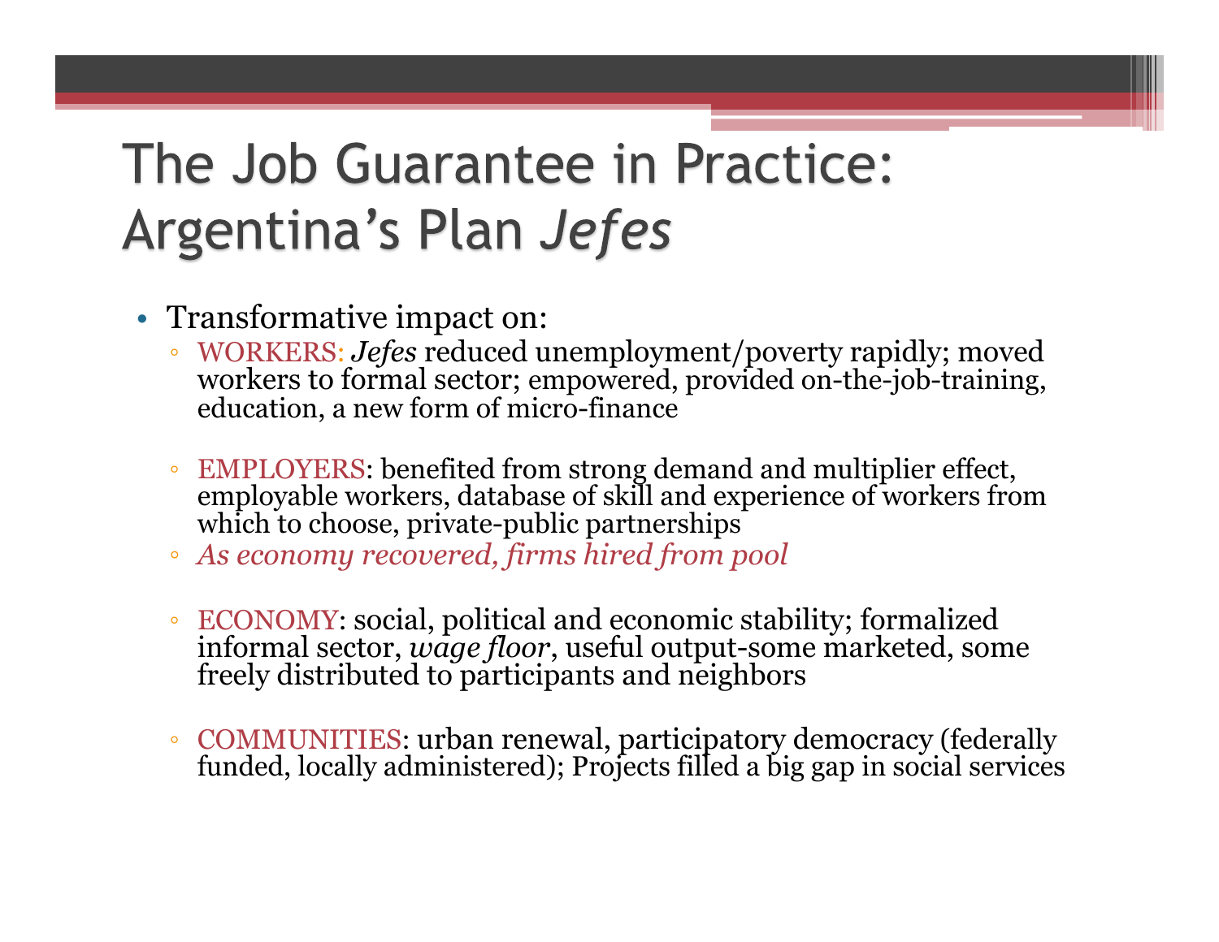# The Job Guarantee in Practice: Argentina's Plan *Jefes*

- Transformative impact on:
  - WORKERS: *Jefes* reduced unemployment/poverty rapidly; moved workers to formal sector; empowered, provided on-the-job-training, education, a new form of micro-finance
  - EMPLOYERS: benefited from strong demand and multiplier effect, employable workers, database of skill and experience of workers from which to choose, private-public partnerships
  - *As economy recovered, firms hired from pool*
  - ECONOMY: social, political and economic stability; formalized informal sector, *wage floor*, useful output-some marketed, some freely distributed to participants and neighbors
  - COMMUNITIES: urban renewal, participatory democracy (federally funded, locally administered); Projects filled a big gap in social services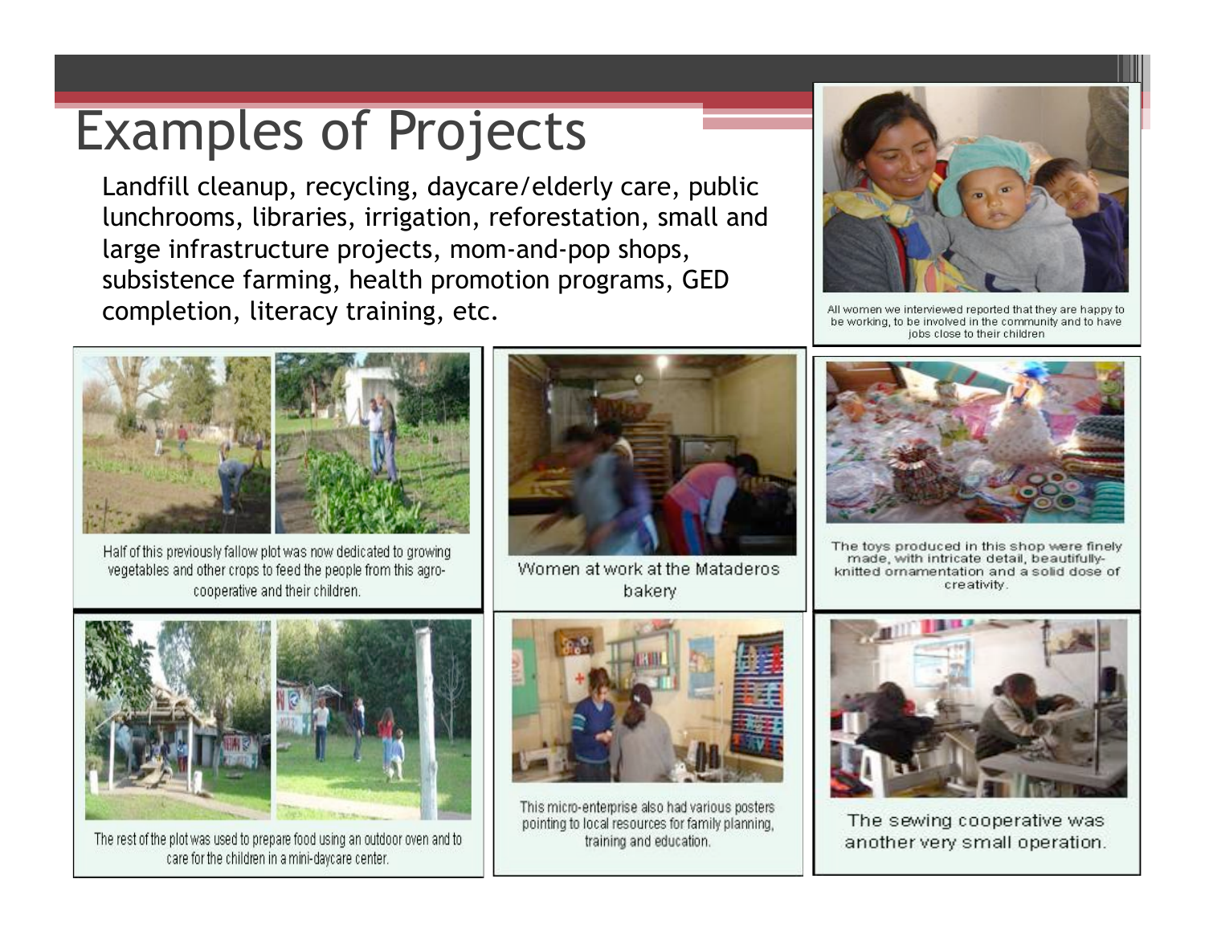# Examples of Projects

Landfill cleanup, recycling, daycare/elderly care, public lunchrooms, libraries, irrigation, reforestation, small and large infrastructure projects, mom-and-pop shops, subsistence farming, health promotion programs, GED completion, literacy training, etc.

All women we interviewed reported that they are happy to be working, to be involved in the community and to have jobs close to their children

Half of this previously fallow plot was now dedicated to growing vegetables and other crops to feed the people from this agro-cooperative and their children.

Women at work at the Mataderos bakery

The toys produced in this shop were finely made, with intricate detail, beautifully-knitted ornamentation and a solid dose of creativity.

The rest of the plot was used to prepare food using an outdoor oven and to care for the children in a mini-daycare center.

This micro-enterprise also had various posters pointing to local resources for family planning, training and education.

The sewing cooperative was another very small operation.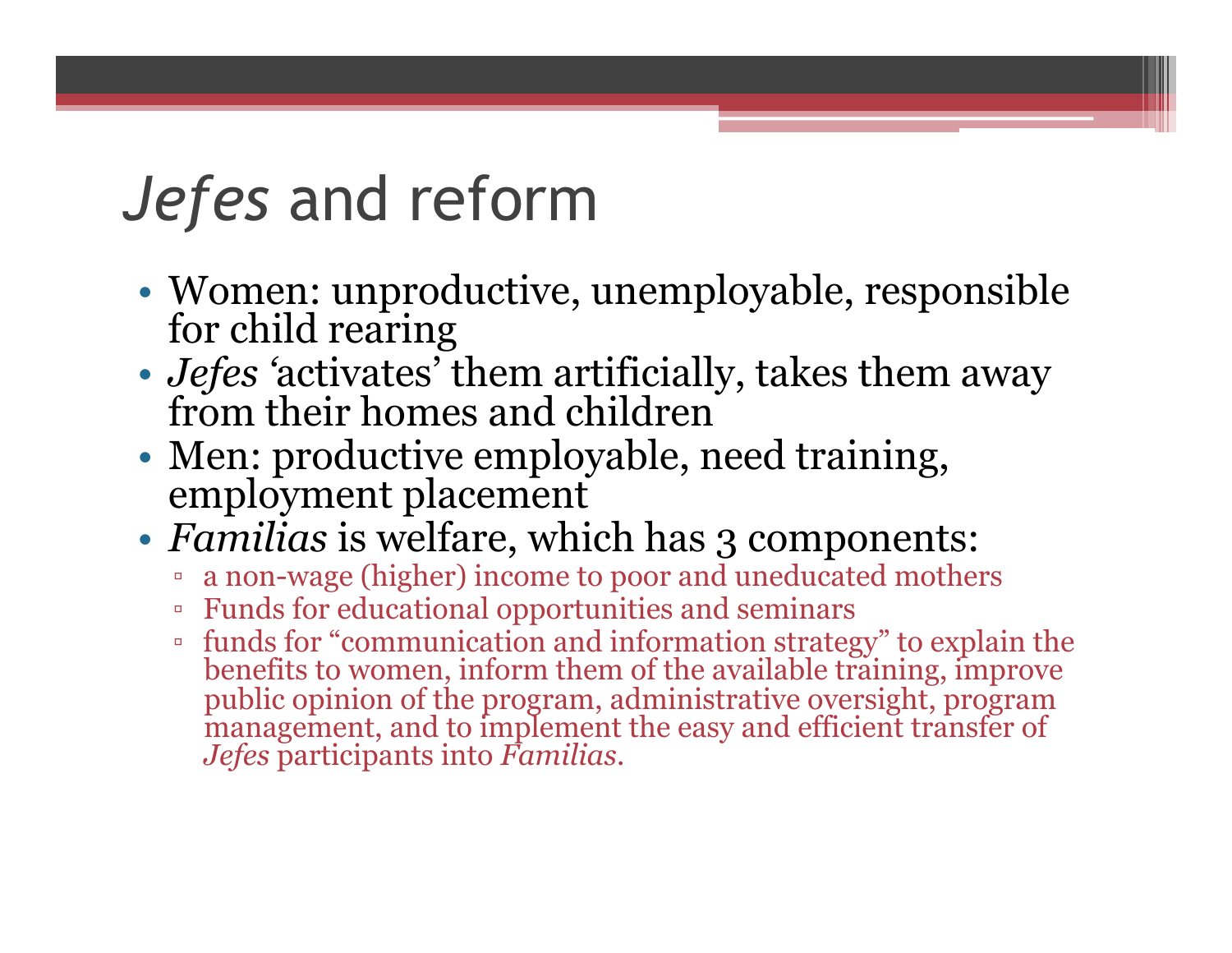# *Jefes* and reform

- Women: unproductive, unemployable, responsible for child rearing
- *Jefes* 'activates' them artificially, takes them away from their homes and children
- Men: productive employable, need training, employment placement
- *Familias* is welfare, which has 3 components:
  - a non-wage (higher) income to poor and uneducated mothers
  - Funds for educational opportunities and seminars
  - funds for "communication and information strategy" to explain the benefits to women, inform them of the available training, improve public opinion of the program, administrative oversight, program management, and to implement the easy and efficient transfer of *Jefes* participants into *Familias*.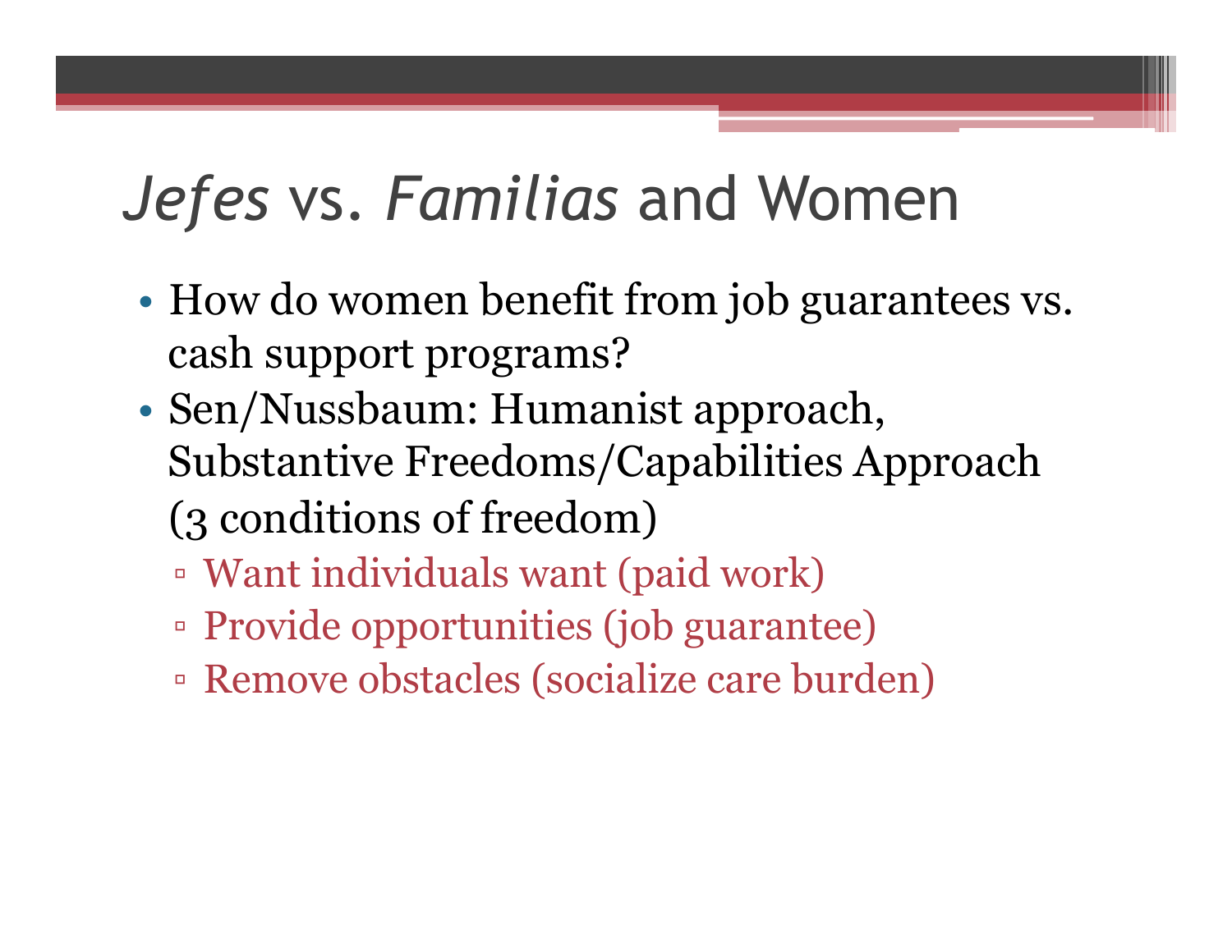# *Jefes* vs. *Familias* and Women

- How do women benefit from job guarantees vs. cash support programs?
- Sen/Nussbaum: Humanist approach, Substantive Freedoms/Capabilities Approach (3 conditions of freedom)
  - Want individuals want (paid work)
  - Provide opportunities (job guarantee)
  - Remove obstacles (socialize care burden)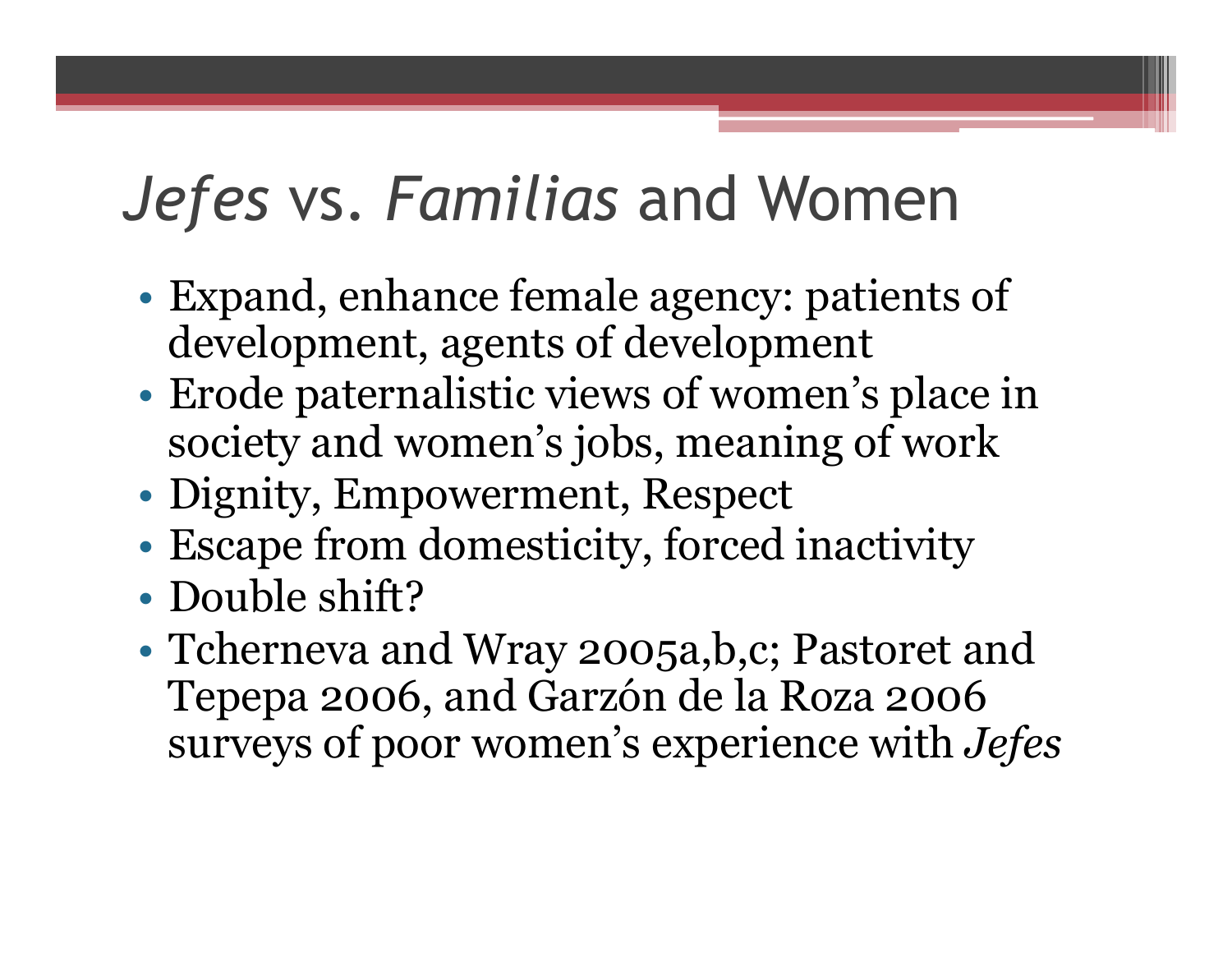# *Jefes* vs. *Familias* and Women

- Expand, enhance female agency: patients of development, agents of development
- Erode paternalistic views of women's place in society and women's jobs, meaning of work
- Dignity, Empowerment, Respect
- Escape from domesticity, forced inactivity
- Double shift?
- Tcherneva and Wray 2005a,b,c; Pastoret and Tepepa 2006, and Garzón de la Roza 2006 surveys of poor women's experience with *Jefes*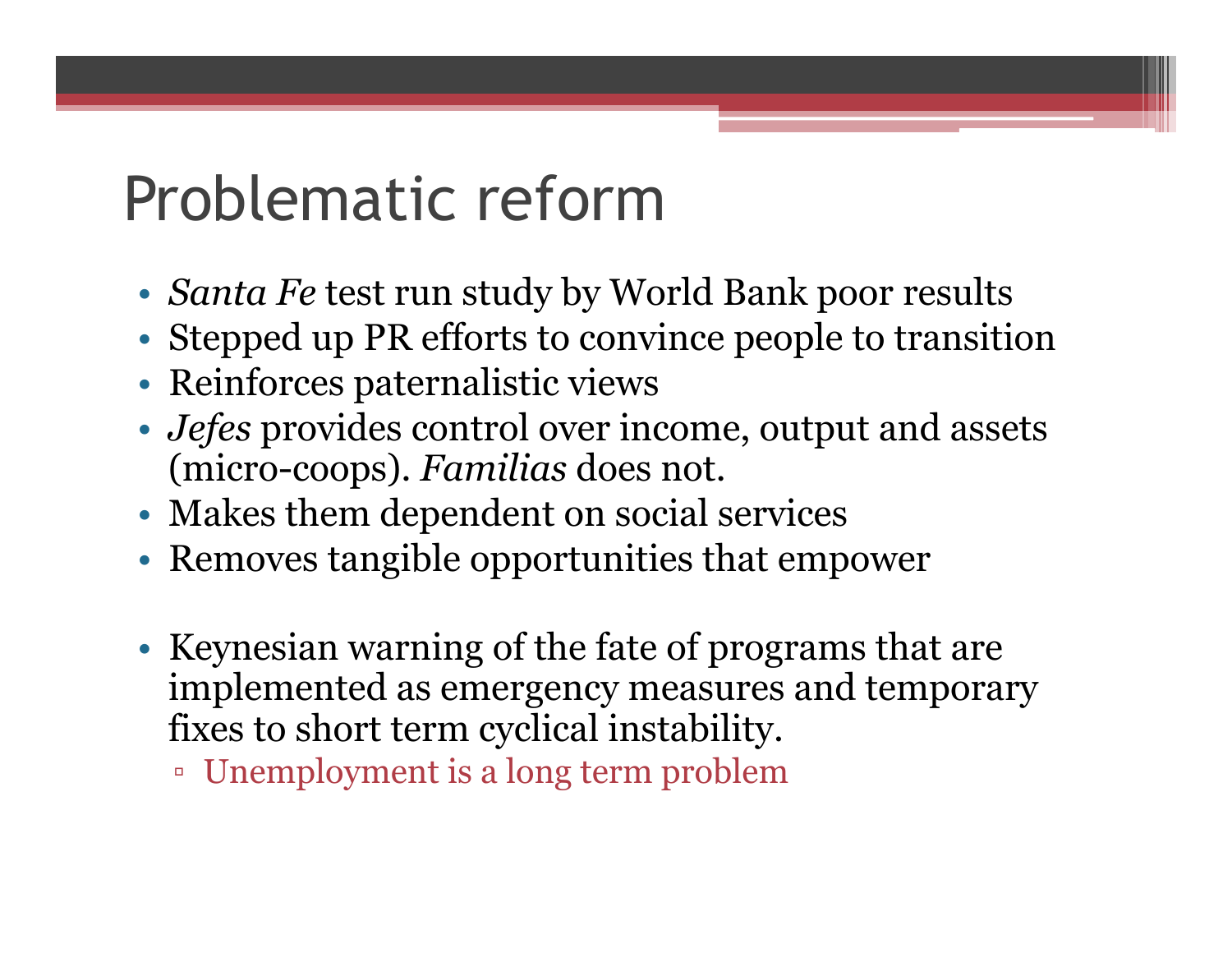# Problematic reform

- *Santa Fe* test run study by World Bank poor results
- Stepped up PR efforts to convince people to transition
- Reinforces paternalistic views
- *Jefes* provides control over income, output and assets (micro-coops). *Familias* does not.
- Makes them dependent on social services
- Removes tangible opportunities that empower

- Keynesian warning of the fate of programs that are implemented as emergency measures and temporary fixes to short term cyclical instability.
  - Unemployment is a long term problem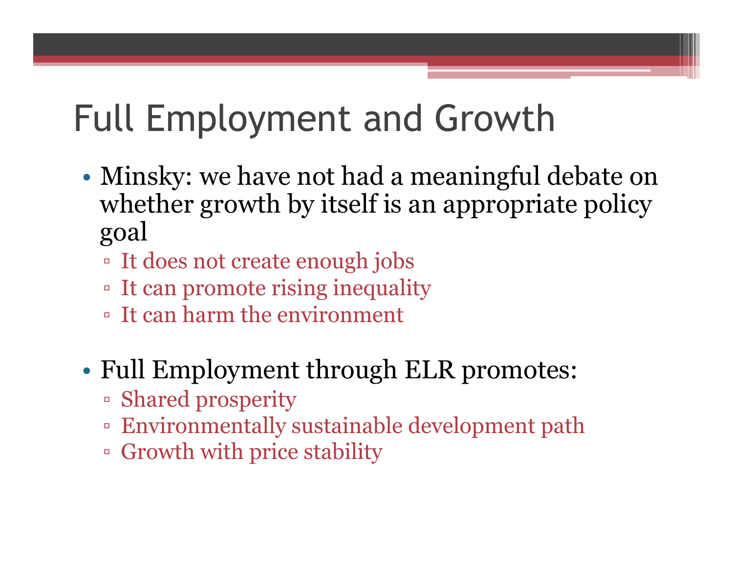# Full Employment and Growth

- Minsky: we have not had a meaningful debate on whether growth by itself is an appropriate policy goal
  - It does not create enough jobs
  - It can promote rising inequality
  - It can harm the environment
- Full Employment through ELR promotes:
  - Shared prosperity
  - Environmentally sustainable development path
  - Growth with price stability